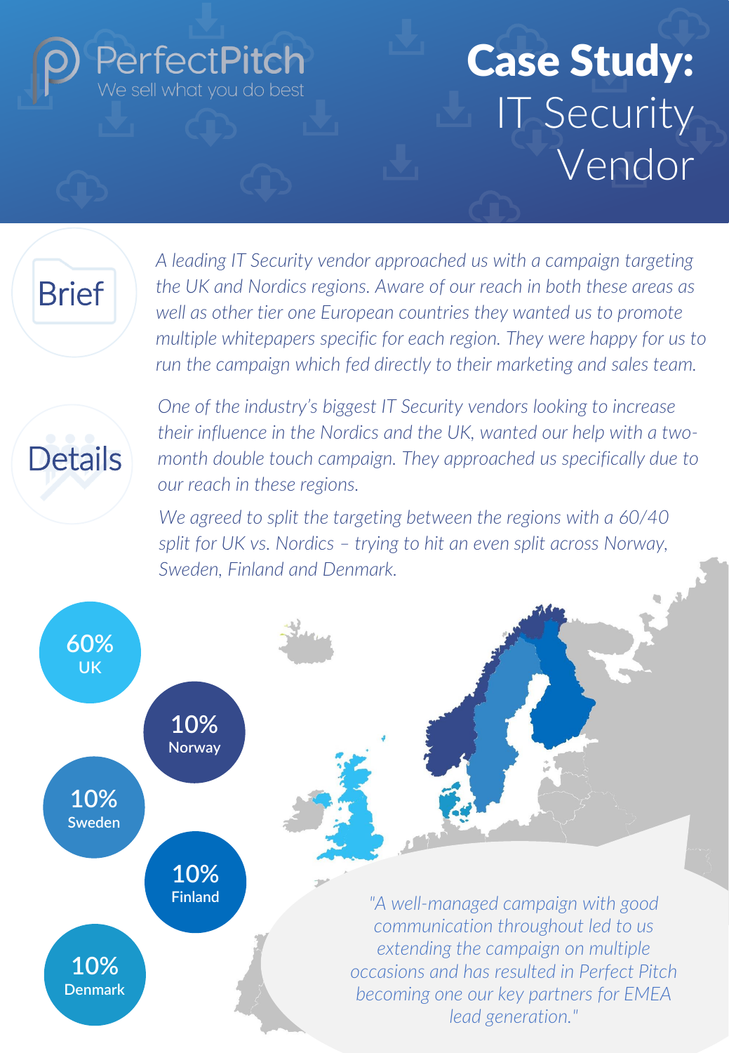PerfectPitch

We sell what you do best

# Case Study: IT Security Vendor

## Brief

*A leading IT Security vendor approached us with a campaign targeting the UK and Nordics regions. Aware of our reach in both these areas as well as other tier one European countries they wanted us to promote multiple whitepapers specific for each region. They were happy for us to run the campaign which fed directly to their marketing and sales team.*

## Details

*One of the industry's biggest IT Security vendors looking to increase their influence in the Nordics and the UK, wanted our help with a two-month double touch campaign. They approached us specifically due to our reach in these regions.*

*We agreed to split the targeting between the regions with a 60/40 split for UK vs. Nordics – trying to hit an even split across Norway, Sweden, Finland and Denmark.*

- 60% UK
- 10% Norway
- 10% Sweden
- 10% Finland
- 10% Denmark

*"A well-managed campaign with good communication throughout led to us extending the campaign on multiple occasions and has resulted in Perfect Pitch becoming one our key partners for EMEA lead generation."*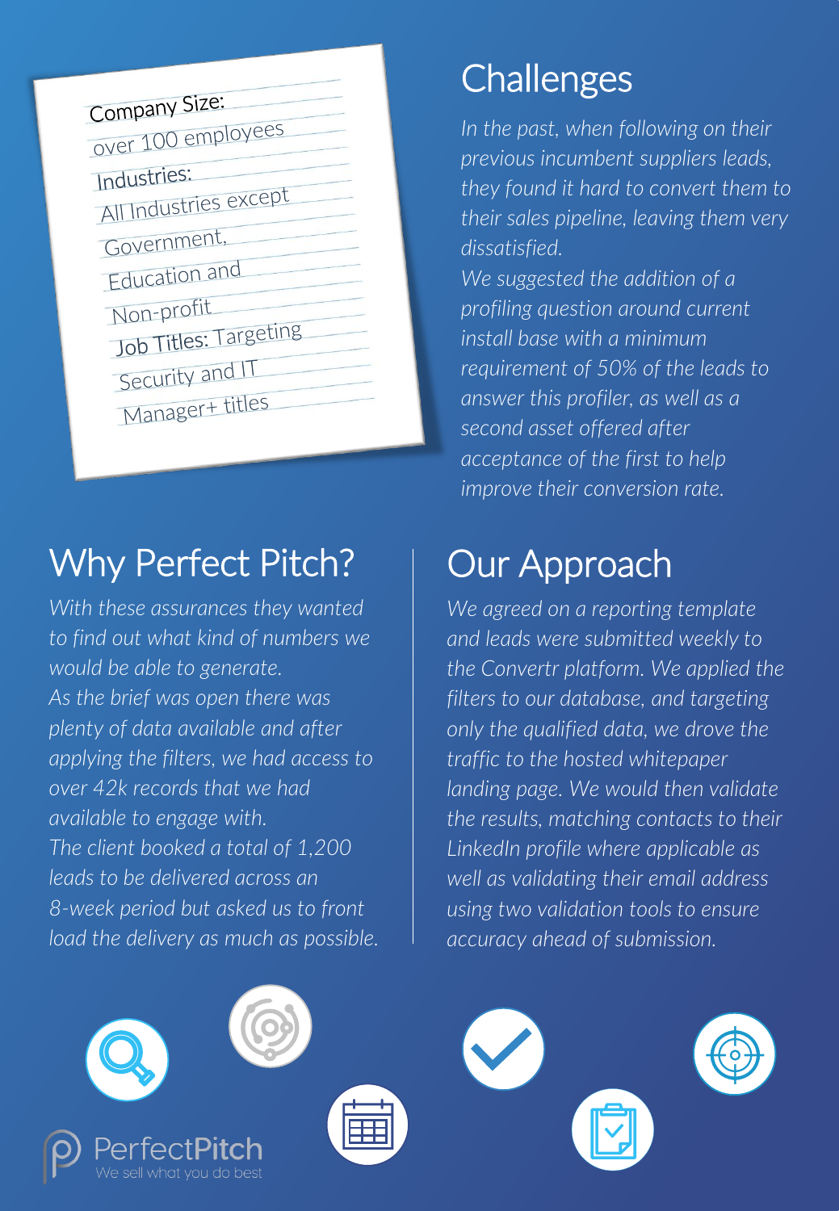Company Size:
over 100 employees
Industries:
All Industries except Government, Education and Non-profit
Job Titles: Targeting Security and IT Manager+ titles

## Challenges

*In the past, when following on their previous incumbent suppliers leads, they found it hard to convert them to their sales pipeline, leaving them very dissatisfied.*
*We suggested the addition of a profiling question around current install base with a minimum requirement of 50% of the leads to answer this profiler, as well as a second asset offered after acceptance of the first to help improve their conversion rate.*

## Why Perfect Pitch?

*With these assurances they wanted to find out what kind of numbers we would be able to generate.*
*As the brief was open there was plenty of data available and after applying the filters, we had access to over 42k records that we had available to engage with.*
*The client booked a total of 1,200 leads to be delivered across an 8-week period but asked us to front load the delivery as much as possible.*

## Our Approach

*We agreed on a reporting template and leads were submitted weekly to the Convertr platform. We applied the filters to our database, and targeting only the qualified data, we drove the traffic to the hosted whitepaper landing page. We would then validate the results, matching contacts to their LinkedIn profile where applicable as well as validating their email address using two validation tools to ensure accuracy ahead of submission.*

PerfectPitch
We sell what you do best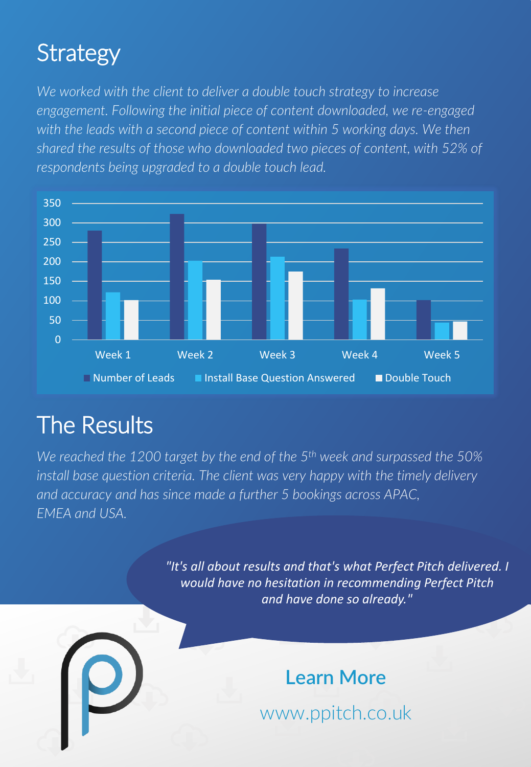## Strategy

*We worked with the client to deliver a double touch strategy to increase engagement. Following the initial piece of content downloaded, we re-engaged with the leads with a second piece of content within 5 working days. We then shared the results of those who downloaded two pieces of content, with 52% of respondents being upgraded to a double touch lead.*

350
300
250
200
150
100
50
0

Week 1
Week 2
Week 3
Week 4
Week 5

Number of Leads
Install Base Question Answered
Double Touch

## The Results

*We reached the 1200 target by the end of the 5th week and surpassed the 50% install base question criteria. The client was very happy with the timely delivery and accuracy and has since made a further 5 bookings across APAC, EMEA and USA.*

*"It's all about results and that's what Perfect Pitch delivered. I would have no hesitation in recommending Perfect Pitch and have done so already."*

**Learn More**

www.ppitch.co.uk